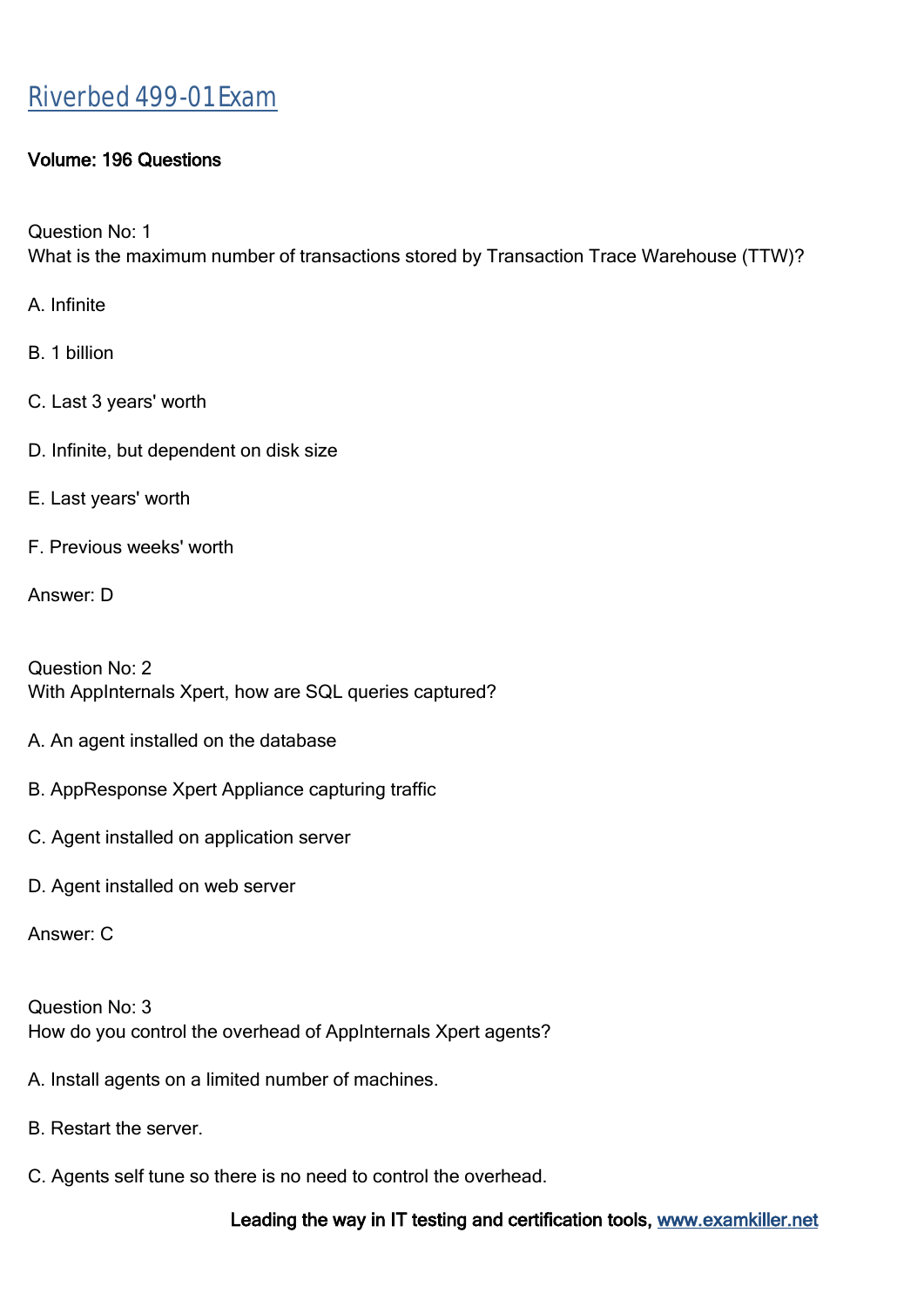# Riverbed 499-01 Exam

**Volume: 196 Questions**

Question No: 1
What is the maximum number of transactions stored by Transaction Trace Warehouse (TTW)?

A. Infinite

B. 1 billion

C. Last 3 years' worth

D. Infinite, but dependent on disk size

E. Last years' worth

F. Previous weeks' worth

Answer: D

Question No: 2
With AppInternals Xpert, how are SQL queries captured?

A. An agent installed on the database

B. AppResponse Xpert Appliance capturing traffic

C. Agent installed on application server

D. Agent installed on web server

Answer: C

Question No: 3
How do you control the overhead of AppInternals Xpert agents?

A. Install agents on a limited number of machines.

B. Restart the server.

C. Agents self tune so there is no need to control the overhead.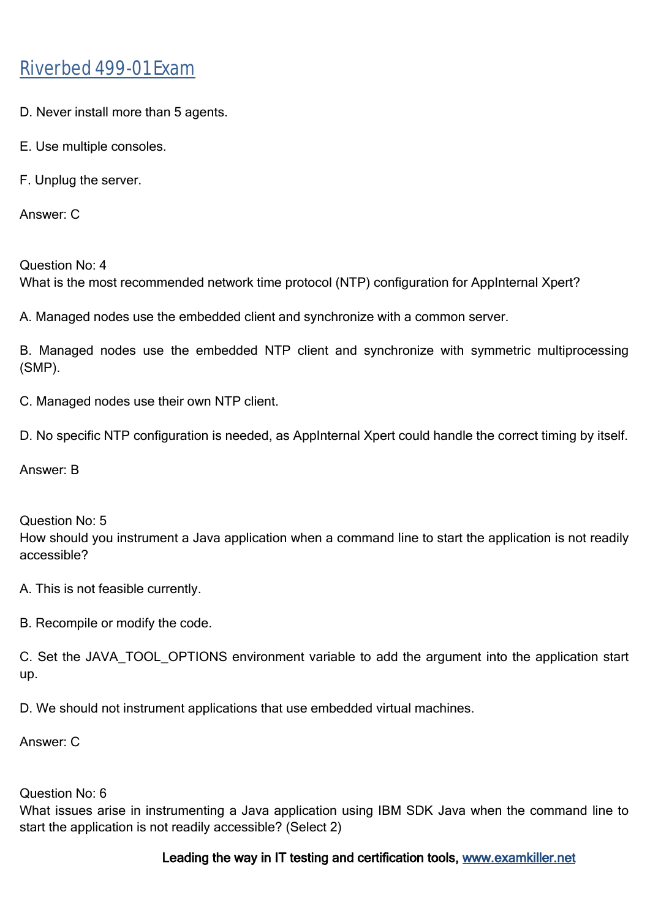D. Never install more than 5 agents.

E. Use multiple consoles.

F. Unplug the server.

Answer: C

Question No: 4
What is the most recommended network time protocol (NTP) configuration for AppInternal Xpert?

A. Managed nodes use the embedded client and synchronize with a common server.

B. Managed nodes use the embedded NTP client and synchronize with symmetric multiprocessing (SMP).

C. Managed nodes use their own NTP client.

D. No specific NTP configuration is needed, as AppInternal Xpert could handle the correct timing by itself.

Answer: B

Question No: 5
How should you instrument a Java application when a command line to start the application is not readily accessible?

A. This is not feasible currently.

B. Recompile or modify the code.

C. Set the JAVA_TOOL_OPTIONS environment variable to add the argument into the application start up.

D. We should not instrument applications that use embedded virtual machines.

Answer: C

Question No: 6
What issues arise in instrumenting a Java application using IBM SDK Java when the command line to start the application is not readily accessible? (Select 2)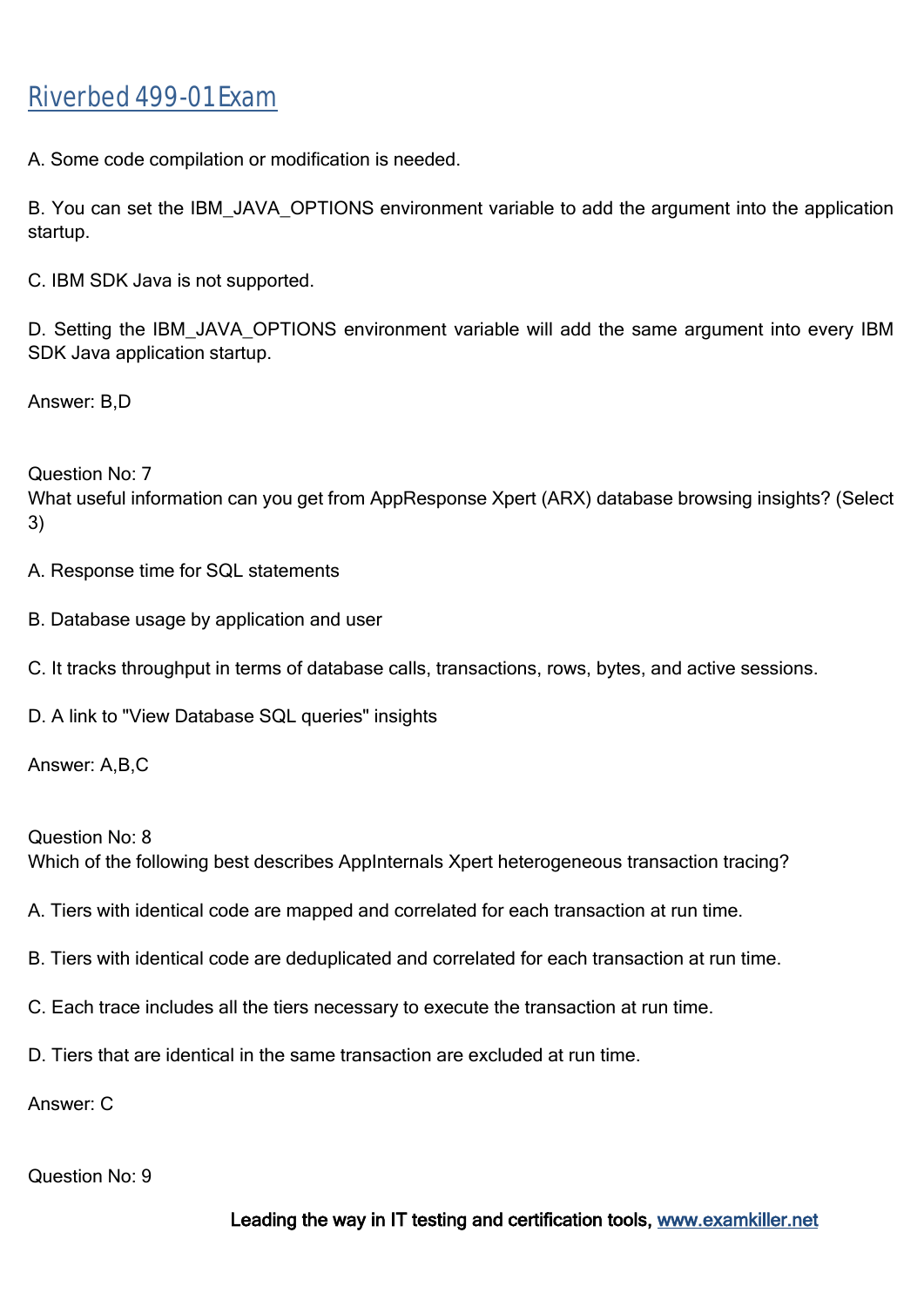A. Some code compilation or modification is needed.

B. You can set the IBM_JAVA_OPTIONS environment variable to add the argument into the application startup.

C. IBM SDK Java is not supported.

D. Setting the IBM_JAVA_OPTIONS environment variable will add the same argument into every IBM SDK Java application startup.

Answer: B,D

Question No: 7
What useful information can you get from AppResponse Xpert (ARX) database browsing insights? (Select 3)

A. Response time for SQL statements

B. Database usage by application and user

C. It tracks throughput in terms of database calls, transactions, rows, bytes, and active sessions.

D. A link to "View Database SQL queries" insights

Answer: A,B,C

Question No: 8
Which of the following best describes AppInternals Xpert heterogeneous transaction tracing?

A. Tiers with identical code are mapped and correlated for each transaction at run time.

B. Tiers with identical code are deduplicated and correlated for each transaction at run time.

C. Each trace includes all the tiers necessary to execute the transaction at run time.

D. Tiers that are identical in the same transaction are excluded at run time.

Answer: C

Question No: 9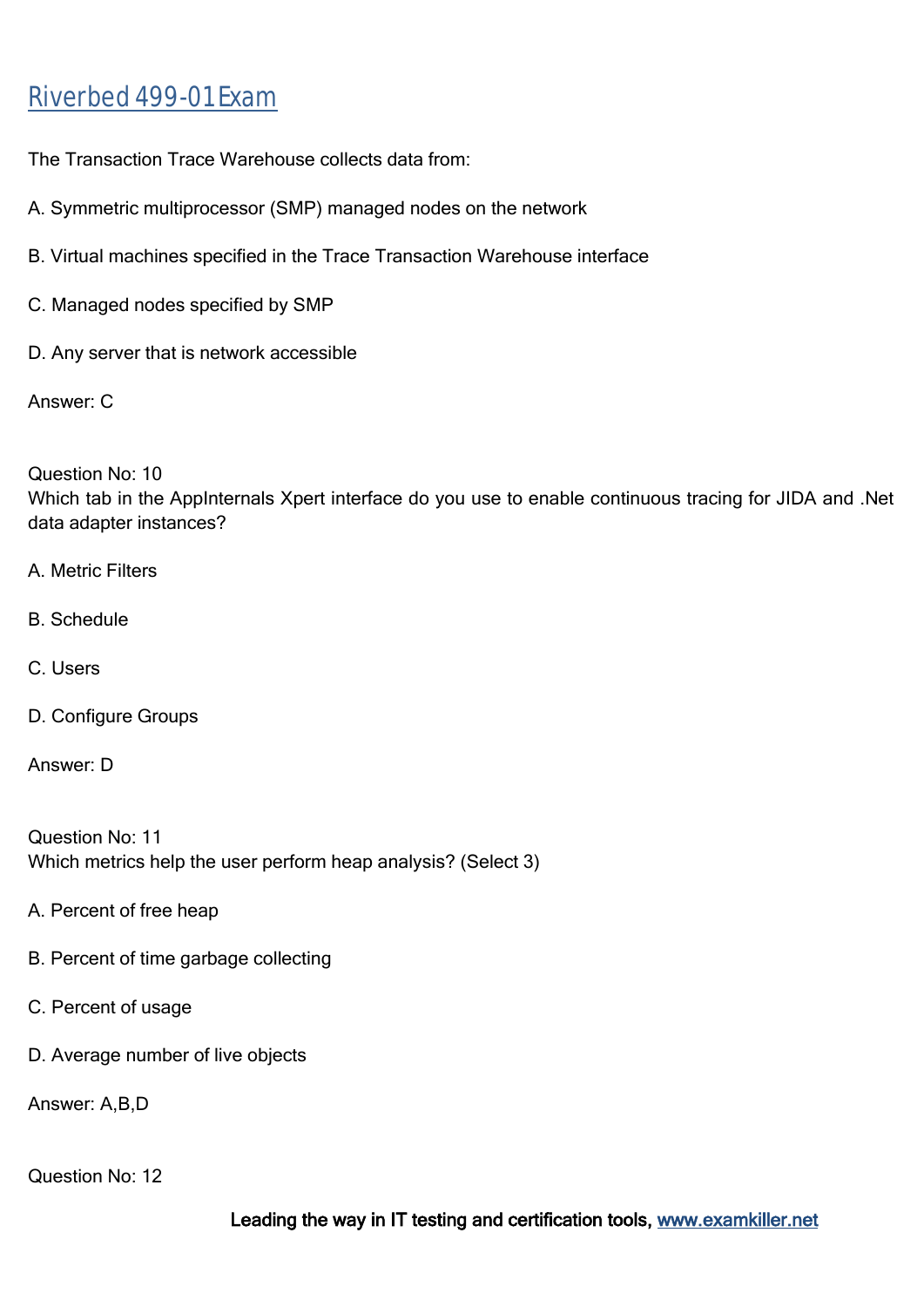# Riverbed 499-01 Exam

The Transaction Trace Warehouse collects data from:

A. Symmetric multiprocessor (SMP) managed nodes on the network

B. Virtual machines specified in the Trace Transaction Warehouse interface

C. Managed nodes specified by SMP

D. Any server that is network accessible

Answer: C

Question No: 10
Which tab in the AppInternals Xpert interface do you use to enable continuous tracing for JIDA and .Net data adapter instances?

A. Metric Filters

B. Schedule

C. Users

D. Configure Groups

Answer: D

Question No: 11
Which metrics help the user perform heap analysis? (Select 3)

A. Percent of free heap

B. Percent of time garbage collecting

C. Percent of usage

D. Average number of live objects

Answer: A,B,D

Question No: 12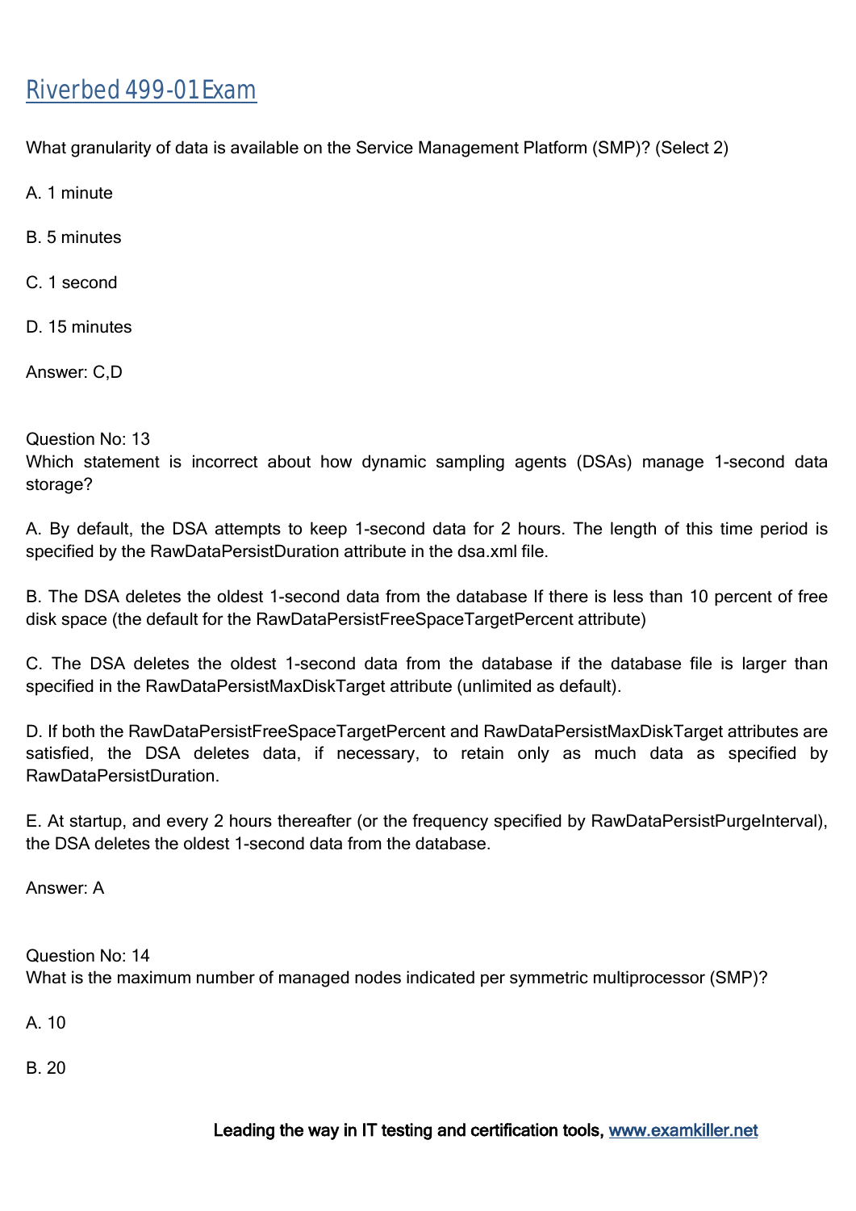# Riverbed 499-01Exam

What granularity of data is available on the Service Management Platform (SMP)? (Select 2)

A. 1 minute

B. 5 minutes

C. 1 second

D. 15 minutes

Answer: C,D

Question No: 13

Which statement is incorrect about how dynamic sampling agents (DSAs) manage 1-second data storage?

A. By default, the DSA attempts to keep 1-second data for 2 hours. The length of this time period is specified by the RawDataPersistDuration attribute in the dsa.xml file.

B. The DSA deletes the oldest 1-second data from the database If there is less than 10 percent of free disk space (the default for the RawDataPersistFreeSpaceTargetPercent attribute)

C. The DSA deletes the oldest 1-second data from the database if the database file is larger than specified in the RawDataPersistMaxDiskTarget attribute (unlimited as default).

D. If both the RawDataPersistFreeSpaceTargetPercent and RawDataPersistMaxDiskTarget attributes are satisfied, the DSA deletes data, if necessary, to retain only as much data as specified by RawDataPersistDuration.

E. At startup, and every 2 hours thereafter (or the frequency specified by RawDataPersistPurgeInterval), the DSA deletes the oldest 1-second data from the database.

Answer: A

Question No: 14

What is the maximum number of managed nodes indicated per symmetric multiprocessor (SMP)?

A. 10

B. 20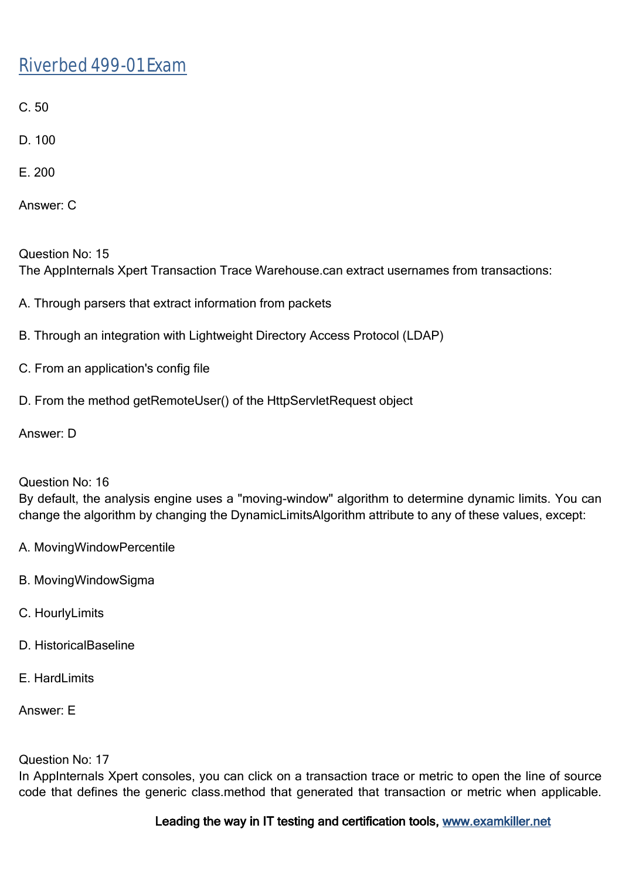C. 50

D. 100

E. 200

Answer: C

Question No: 15
The AppInternals Xpert Transaction Trace Warehouse.can extract usernames from transactions:

A. Through parsers that extract information from packets

B. Through an integration with Lightweight Directory Access Protocol (LDAP)

C. From an application's config file

D. From the method getRemoteUser() of the HttpServletRequest object

Answer: D

Question No: 16
By default, the analysis engine uses a "moving-window" algorithm to determine dynamic limits. You can change the algorithm by changing the DynamicLimitsAlgorithm attribute to any of these values, except:

A. MovingWindowPercentile

B. MovingWindowSigma

C. HourlyLimits

D. HistoricalBaseline

E. HardLimits

Answer: E

Question No: 17
In AppInternals Xpert consoles, you can click on a transaction trace or metric to open the line of source code that defines the generic class.method that generated that transaction or metric when applicable.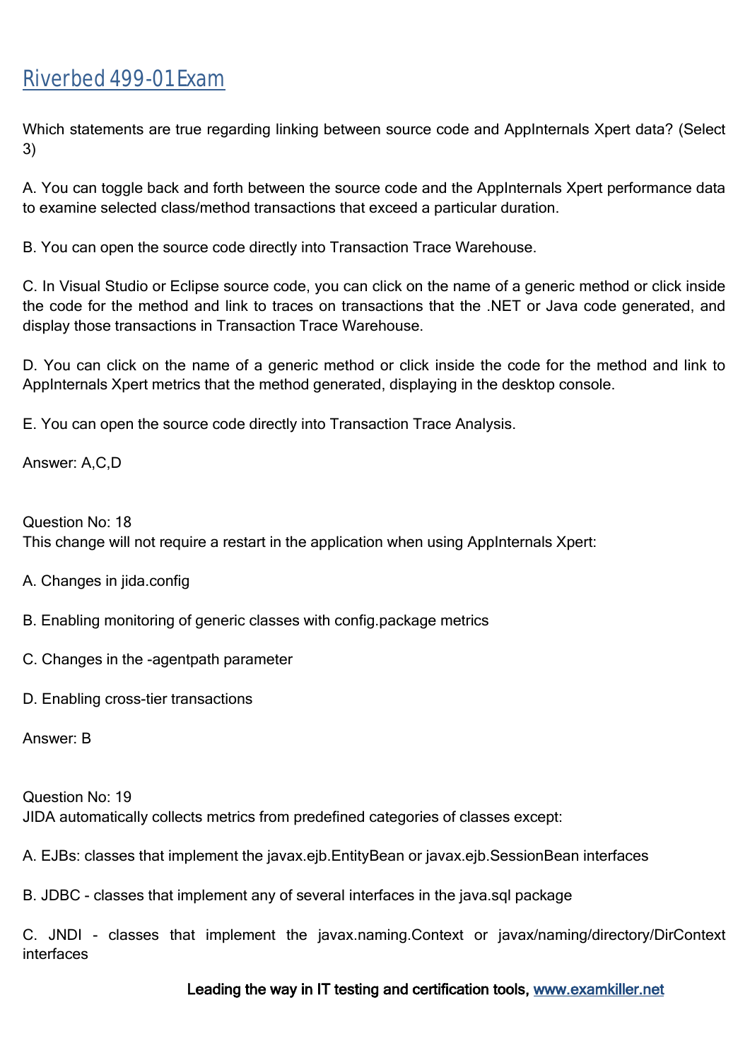# Riverbed 499-01 Exam

Which statements are true regarding linking between source code and AppInternals Xpert data? (Select 3)

A. You can toggle back and forth between the source code and the AppInternals Xpert performance data to examine selected class/method transactions that exceed a particular duration.

B. You can open the source code directly into Transaction Trace Warehouse.

C. In Visual Studio or Eclipse source code, you can click on the name of a generic method or click inside the code for the method and link to traces on transactions that the .NET or Java code generated, and display those transactions in Transaction Trace Warehouse.

D. You can click on the name of a generic method or click inside the code for the method and link to AppInternals Xpert metrics that the method generated, displaying in the desktop console.

E. You can open the source code directly into Transaction Trace Analysis.

Answer: A,C,D

Question No: 18

This change will not require a restart in the application when using AppInternals Xpert:

A. Changes in jida.config

B. Enabling monitoring of generic classes with config.package metrics

C. Changes in the -agentpath parameter

D. Enabling cross-tier transactions

Answer: B

Question No: 19

JIDA automatically collects metrics from predefined categories of classes except:

A. EJBs: classes that implement the javax.ejb.EntityBean or javax.ejb.SessionBean interfaces

B. JDBC - classes that implement any of several interfaces in the java.sql package

C. JNDI - classes that implement the javax.naming.Context or javax/naming/directory/DirContext interfaces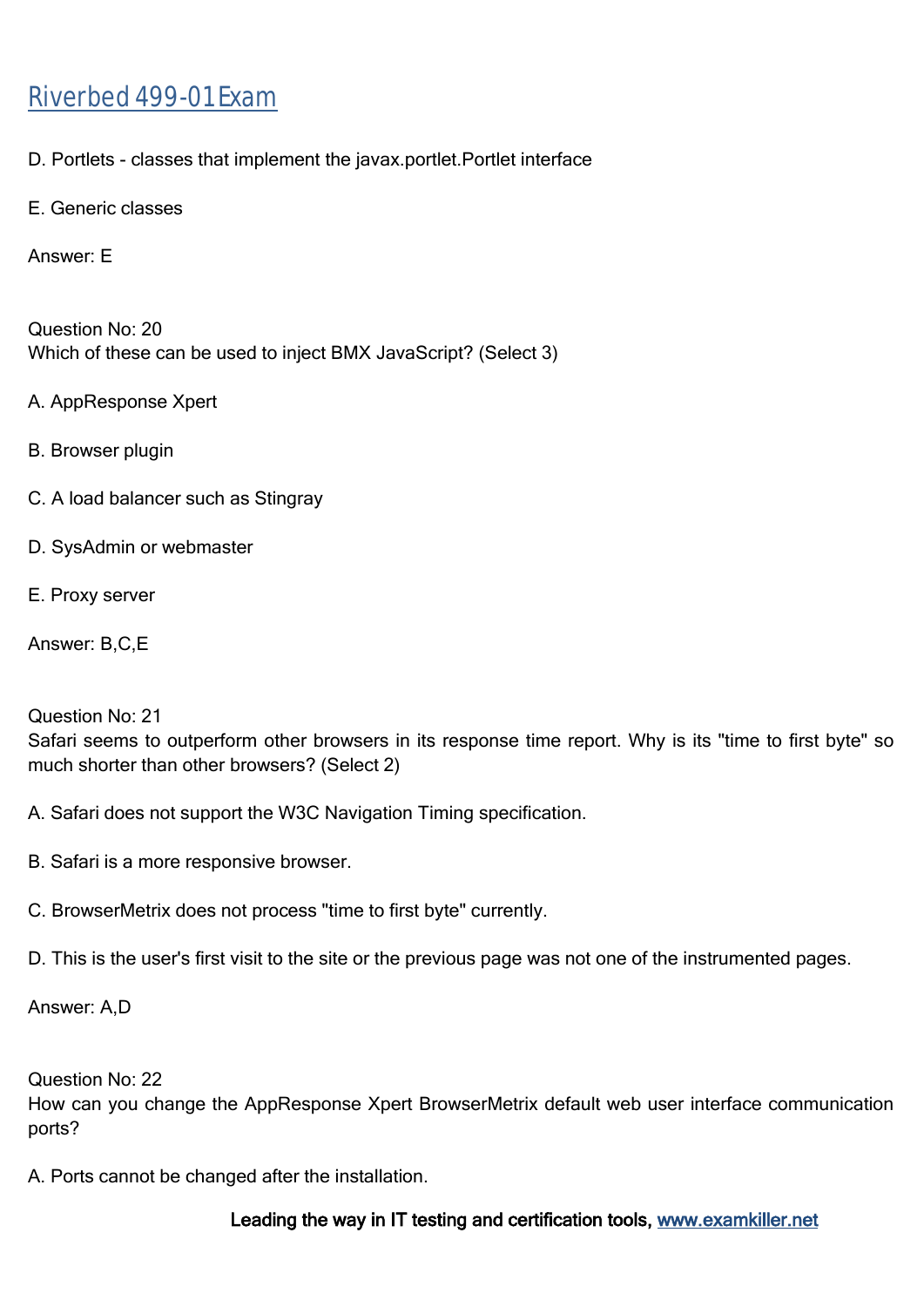D. Portlets - classes that implement the javax.portlet.Portlet interface

E. Generic classes

Answer: E

Question No: 20
Which of these can be used to inject BMX JavaScript? (Select 3)

A. AppResponse Xpert

B. Browser plugin

C. A load balancer such as Stingray

D. SysAdmin or webmaster

E. Proxy server

Answer: B,C,E

Question No: 21
Safari seems to outperform other browsers in its response time report. Why is its "time to first byte" so much shorter than other browsers? (Select 2)

A. Safari does not support the W3C Navigation Timing specification.

B. Safari is a more responsive browser.

C. BrowserMetrix does not process "time to first byte" currently.

D. This is the user's first visit to the site or the previous page was not one of the instrumented pages.

Answer: A,D

Question No: 22
How can you change the AppResponse Xpert BrowserMetrix default web user interface communication ports?

A. Ports cannot be changed after the installation.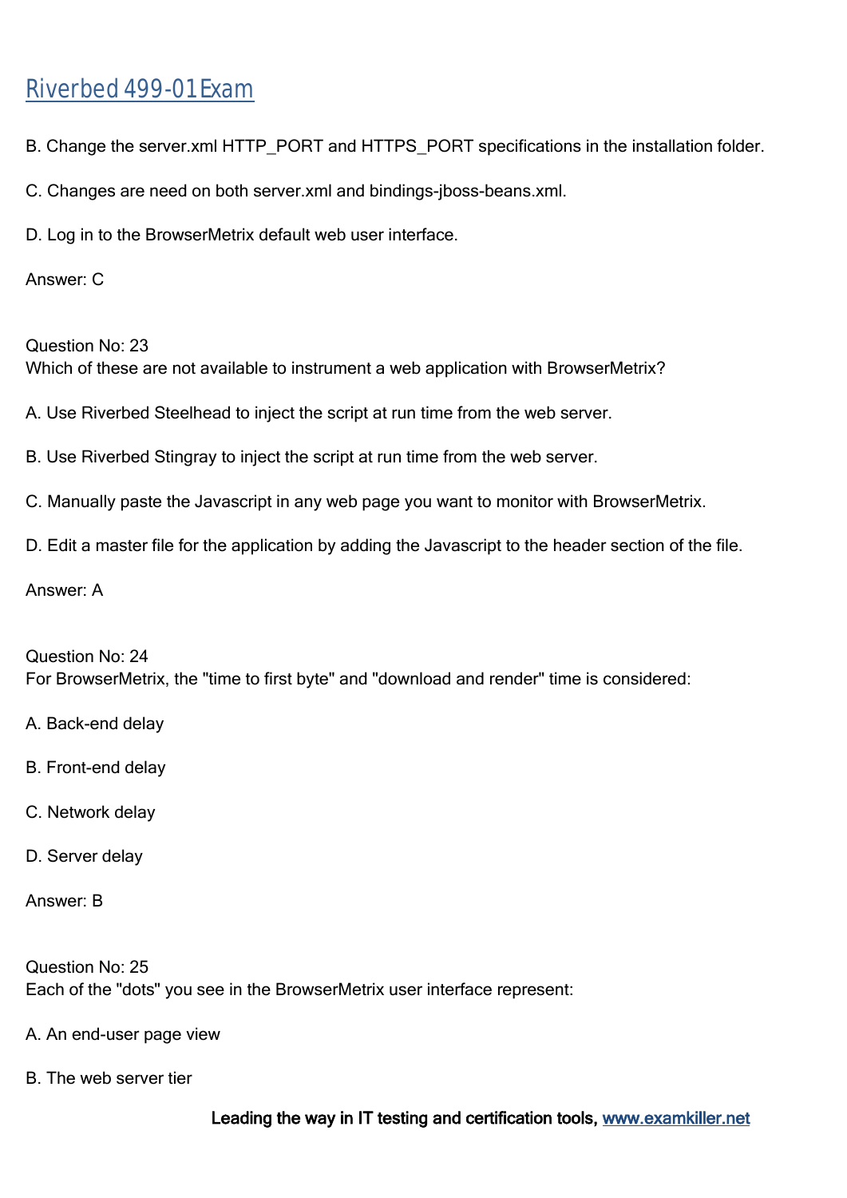B. Change the server.xml HTTP_PORT and HTTPS_PORT specifications in the installation folder.

C. Changes are need on both server.xml and bindings-jboss-beans.xml.

D. Log in to the BrowserMetrix default web user interface.

Answer: C

Question No: 23
Which of these are not available to instrument a web application with BrowserMetrix?

A. Use Riverbed Steelhead to inject the script at run time from the web server.

B. Use Riverbed Stingray to inject the script at run time from the web server.

C. Manually paste the Javascript in any web page you want to monitor with BrowserMetrix.

D. Edit a master file for the application by adding the Javascript to the header section of the file.

Answer: A

Question No: 24
For BrowserMetrix, the "time to first byte" and "download and render" time is considered:

A. Back-end delay

B. Front-end delay

C. Network delay

D. Server delay

Answer: B

Question No: 25
Each of the "dots" you see in the BrowserMetrix user interface represent:

A. An end-user page view

B. The web server tier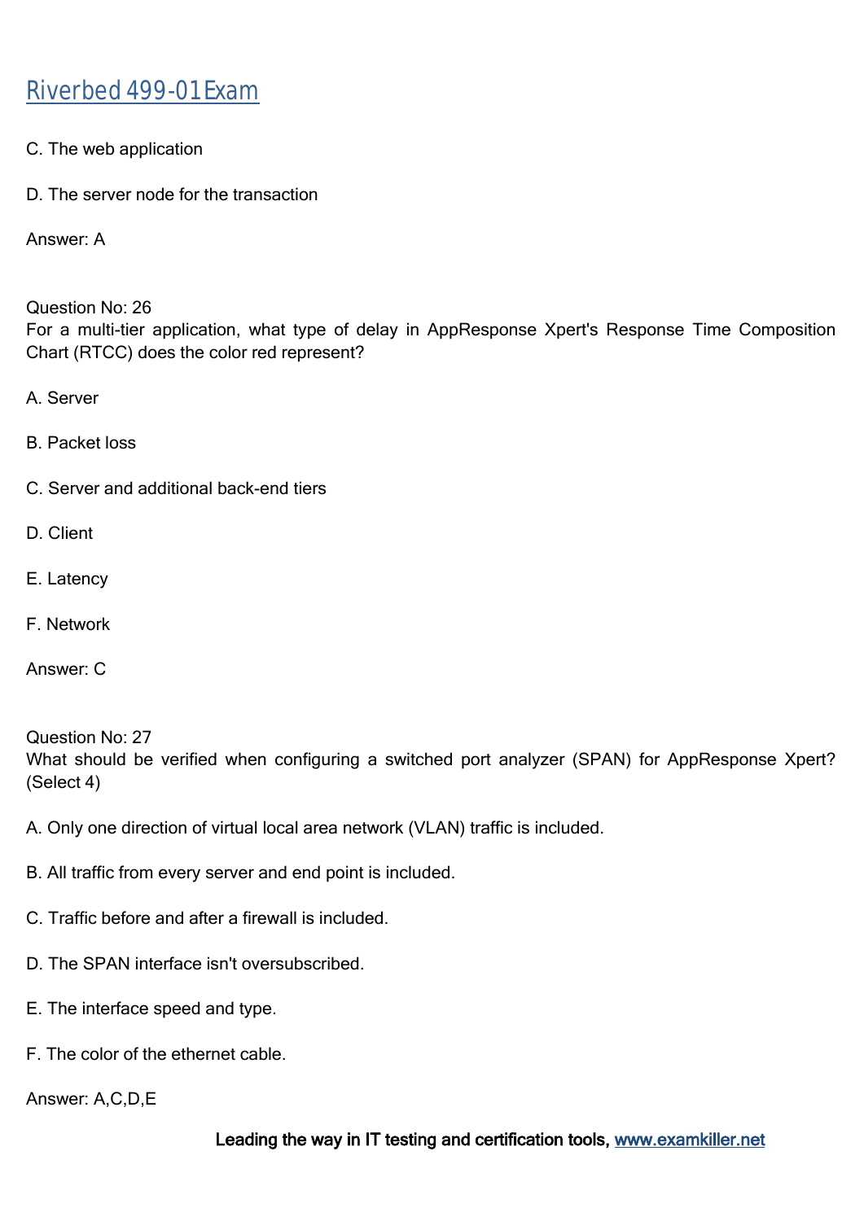C. The web application

D. The server node for the transaction

Answer: A

Question No: 26
For a multi-tier application, what type of delay in AppResponse Xpert's Response Time Composition Chart (RTCC) does the color red represent?

A. Server

B. Packet loss

C. Server and additional back-end tiers

D. Client

E. Latency

F. Network

Answer: C

Question No: 27
What should be verified when configuring a switched port analyzer (SPAN) for AppResponse Xpert? (Select 4)

A. Only one direction of virtual local area network (VLAN) traffic is included.

B. All traffic from every server and end point is included.

C. Traffic before and after a firewall is included.

D. The SPAN interface isn't oversubscribed.

E. The interface speed and type.

F. The color of the ethernet cable.

Answer: A,C,D,E